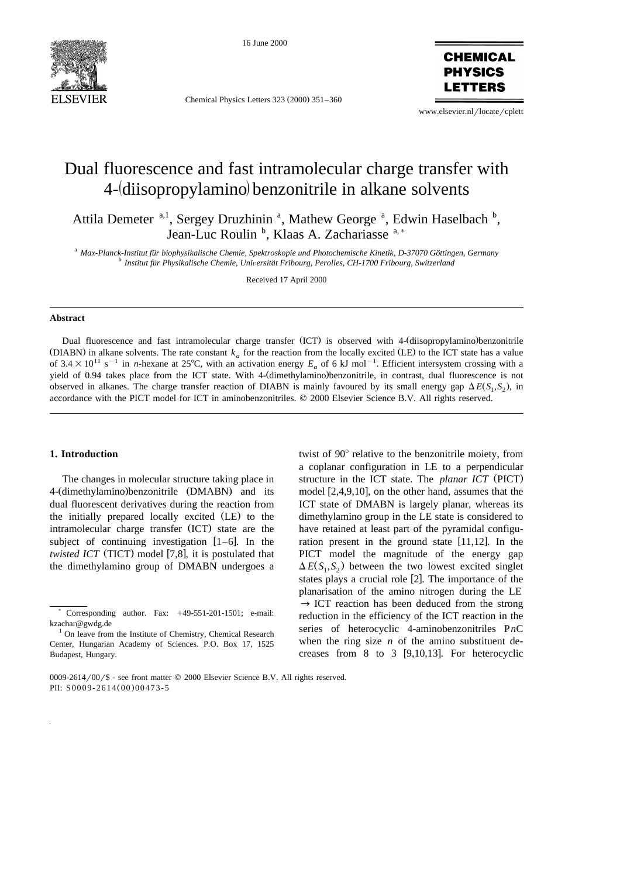# Dual fluorescence and fast intramolecular charge transfer with 4-(diisopropylamino) benzonitrile in alkane solvents

Attila Demeter [a,1], Sergey Druzhinin [a], Mathew George [a], Edwin Haselbach [b], Jean-Luc Roulin [b], Klaas A. Zachariasse [a,*]

[a] Max-Planck-Institut für biophysikalische Chemie, Spektroskopie und Photochemische Kinetik, D-37070 Göttingen, Germany

[b] Institut für Physikalische Chemie, Universität Fribourg, Perolles, CH-1700 Fribourg, Switzerland

Received 17 April 2000

## Abstract

Dual fluorescence and fast intramolecular charge transfer (ICT) is observed with 4-(diisopropylamino)benzonitrile (DIABN) in alkane solvents. The rate constant $k_a$ for the reaction from the locally excited (LE) to the ICT state has a value of $3.4 \times 10^{11}$ s$^{-1}$ in *n*-hexane at 25°C, with an activation energy $E_a$ of 6 kJ mol$^{-1}$. Efficient intersystem crossing with a yield of 0.94 takes place from the ICT state. With 4-(dimethylamino)benzonitrile, in contrast, dual fluorescence is not observed in alkanes. The charge transfer reaction of DIABN is mainly favoured by its small energy gap $\Delta E(S_1,S_2)$, in accordance with the PICT model for ICT in aminobenzonitriles. © 2000 Elsevier Science B.V. All rights reserved.

## 1. Introduction

The changes in molecular structure taking place in 4-(dimethylamino)benzonitrile (DMABN) and its dual fluorescent derivatives during the reaction from the initially prepared locally excited (LE) to the intramolecular charge transfer (ICT) state are the subject of continuing investigation [1–6]. In the *twisted ICT* (TICT) model [7,8], it is postulated that the dimethylamino group of DMABN undergoes a twist of 90° relative to the benzonitrile moiety, from a coplanar configuration in LE to a perpendicular structure in the ICT state. The *planar ICT* (PICT) model [2,4,9,10], on the other hand, assumes that the ICT state of DMABN is largely planar, whereas its dimethylamino group in the LE state is considered to have retained at least part of the pyramidal configuration present in the ground state [11,12]. In the PICT model the magnitude of the energy gap $\Delta E(S_1,S_2)$ between the two lowest excited singlet states plays a crucial role [2]. The importance of the planarisation of the amino nitrogen during the LE → ICT reaction has been deduced from the strong reduction in the efficiency of the ICT reaction in the series of heterocyclic 4-aminobenzonitriles P*n*C when the ring size *n* of the amino substituent decreases from 8 to 3 [9,10,13]. For heterocyclic

---

[*] Corresponding author. Fax: +49-551-201-1501; e-mail: kzachar@gwdg.de

[1] On leave from the Institute of Chemistry, Chemical Research Center, Hungarian Academy of Sciences. P.O. Box 17, 1525 Budapest, Hungary.

0009-2614/00/$ - see front matter © 2000 Elsevier Science B.V. All rights reserved.
PII: S0009-2614(00)00473-5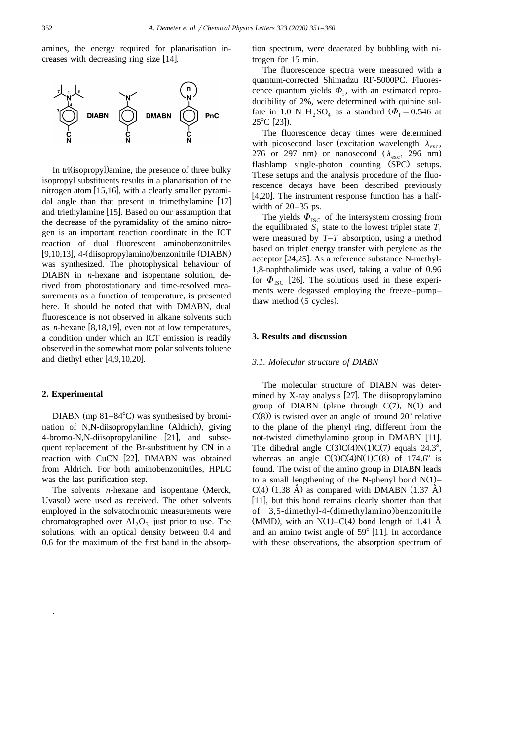amines, the energy required for planarisation increases with decreasing ring size [14].

In tri(isopropyl)amine, the presence of three bulky isopropyl substituents results in a planarisation of the nitrogen atom [15,16], with a clearly smaller pyramidal angle than that present in trimethylamine [17] and triethylamine [15]. Based on our assumption that the decrease of the pyramidality of the amino nitrogen is an important reaction coordinate in the ICT reaction of dual fluorescent aminobenzonitriles [9,10,13], 4-(diisopropylamino)benzonitrile (DIABN) was synthesized. The photophysical behaviour of DIABN in *n*-hexane and isopentane solution, derived from photostationary and time-resolved measurements as a function of temperature, is presented here. It should be noted that with DMABN, dual fluorescence is not observed in alkane solvents such as *n*-hexane [8,18,19], even not at low temperatures, a condition under which an ICT emission is readily observed in the somewhat more polar solvents toluene and diethyl ether [4,9,10,20].

## 2. Experimental

DIABN (mp 81–84°C) was synthesised by bromination of N,N-diisopropylaniline (Aldrich), giving 4-bromo-N,N-diisopropylaniline [21], and subsequent replacement of the Br-substituent by CN in a reaction with CuCN [22]. DMABN was obtained from Aldrich. For both aminobenzonitriles, HPLC was the last purification step.

The solvents *n*-hexane and isopentane (Merck, Uvasol) were used as received. The other solvents employed in the solvatochromic measurements were chromatographed over $Al_2O_3$ just prior to use. The solutions, with an optical density between 0.4 and 0.6 for the maximum of the first band in the absorption spectrum, were deaerated by bubbling with nitrogen for 15 min.

The fluorescence spectra were measured with a quantum-corrected Shimadzu RF-5000PC. Fluorescence quantum yields $\Phi_f$, with an estimated reproducibility of 2%, were determined with quinine sulfate in 1.0 N $H_2SO_4$ as a standard ($\Phi_f = 0.546$ at 25°C [23]).

The fluorescence decay times were determined with picosecond laser (excitation wavelength $\lambda_{exc}$, 276 or 297 nm) or nanosecond ($\lambda_{exc}$, 296 nm) flashlamp single-photon counting (SPC) setups. These setups and the analysis procedure of the fluorescence decays have been described previously [4,20]. The instrument response function has a half-width of 20–35 ps.

The yields $\Phi_{ISC}$ of the intersystem crossing from the equilibrated $S_1$ state to the lowest triplet state $T_1$ were measured by *T–T* absorption, using a method based on triplet energy transfer with perylene as the acceptor [24,25]. As a reference substance N-methyl-1,8-naphthalimide was used, taking a value of 0.96 for $\Phi_{ISC}$ [26]. The solutions used in these experiments were degassed employing the freeze–pump–thaw method (5 cycles).

## 3. Results and discussion

### 3.1. Molecular structure of DIABN

The molecular structure of DIABN was determined by X-ray analysis [27]. The diisopropylamino group of DIABN (plane through C(7), N(1) and C(8)) is twisted over an angle of around 20° relative to the plane of the phenyl ring, different from the not-twisted dimethylamino group in DMABN [11]. The dihedral angle C(3)C(4)N(1)C(7) equals 24.3°, whereas an angle C(3)C(4)N(1)C(8) of 174.6° is found. The twist of the amino group in DIABN leads to a small lengthening of the N-phenyl bond N(1)–C(4) (1.38 Å) as compared with DMABN (1.37 Å) [11], but this bond remains clearly shorter than that of 3,5-dimethyl-4-(dimethylamino)benzonitrile (MMD), with an N(1)–C(4) bond length of 1.41 Å and an amino twist angle of 59° [11]. In accordance with these observations, the absorption spectrum of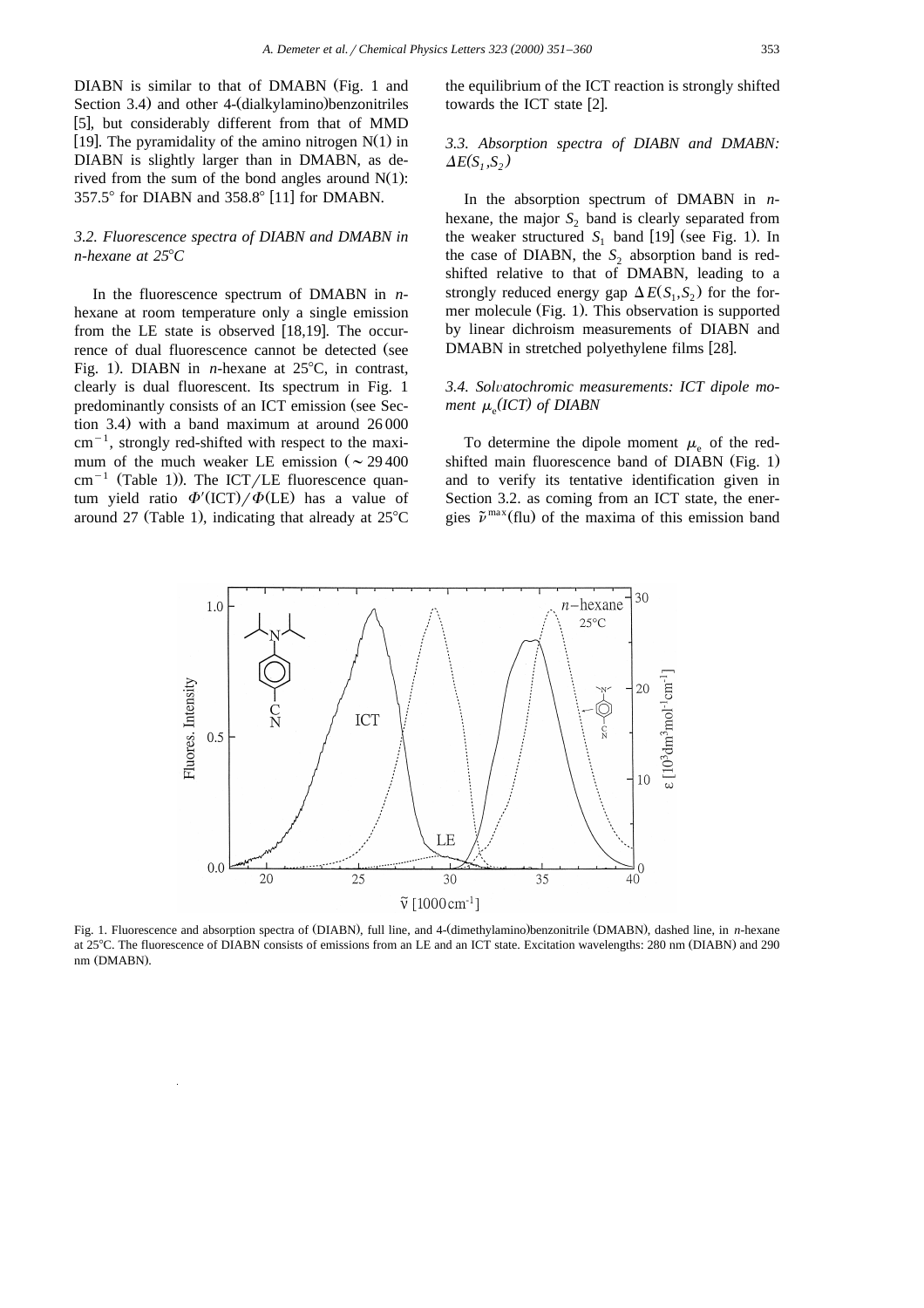DIABN is similar to that of DMABN (Fig. 1 and Section 3.4) and other 4-(dialkylamino)benzonitriles [5], but considerably different from that of MMD [19]. The pyramidality of the amino nitrogen N(1) in DIABN is slightly larger than in DMABN, as derived from the sum of the bond angles around N(1): 357.5° for DIABN and 358.8° [11] for DMABN.

### 3.2. Fluorescence spectra of DIABN and DMABN in n-hexane at 25°C

In the fluorescence spectrum of DMABN in *n*-hexane at room temperature only a single emission from the LE state is observed [18,19]. The occurrence of dual fluorescence cannot be detected (see Fig. 1). DIABN in *n*-hexane at 25°C, in contrast, clearly is dual fluorescent. Its spectrum in Fig. 1 predominantly consists of an ICT emission (see Section 3.4) with a band maximum at around 26 000 $cm^{-1}$, strongly red-shifted with respect to the maximum of the much weaker LE emission (~ 29 400 $cm^{-1}$ (Table 1)). The ICT/LE fluorescence quantum yield ratio $\Phi'(ICT)/\Phi(LE)$ has a value of around 27 (Table 1), indicating that already at 25°C the equilibrium of the ICT reaction is strongly shifted towards the ICT state [2].

### 3.3. Absorption spectra of DIABN and DMABN: $\Delta E(S_1,S_2)$

In the absorption spectrum of DMABN in *n*-hexane, the major $S_2$ band is clearly separated from the weaker structured $S_1$ band [19] (see Fig. 1). In the case of DIABN, the $S_2$ absorption band is red-shifted relative to that of DMABN, leading to a strongly reduced energy gap $\Delta E(S_1,S_2)$ for the former molecule (Fig. 1). This observation is supported by linear dichroism measurements of DIABN and DMABN in stretched polyethylene films [28].

### 3.4. Solvatochromic measurements: ICT dipole moment $\mu_e(ICT)$ of DIABN

To determine the dipole moment $\mu_e$ of the red-shifted main fluorescence band of DIABN (Fig. 1) and to verify its tentative identification given in Section 3.2. as coming from an ICT state, the energies $\tilde{\nu}^{max}(flu)$ of the maxima of this emission band

Fig. 1. Fluorescence and absorption spectra of (DIABN), full line, and 4-(dimethylamino)benzonitrile (DMABN), dashed line, in *n*-hexane at 25°C. The fluorescence of DIABN consists of emissions from an LE and an ICT state. Excitation wavelengths: 280 nm (DIABN) and 290 nm (DMABN).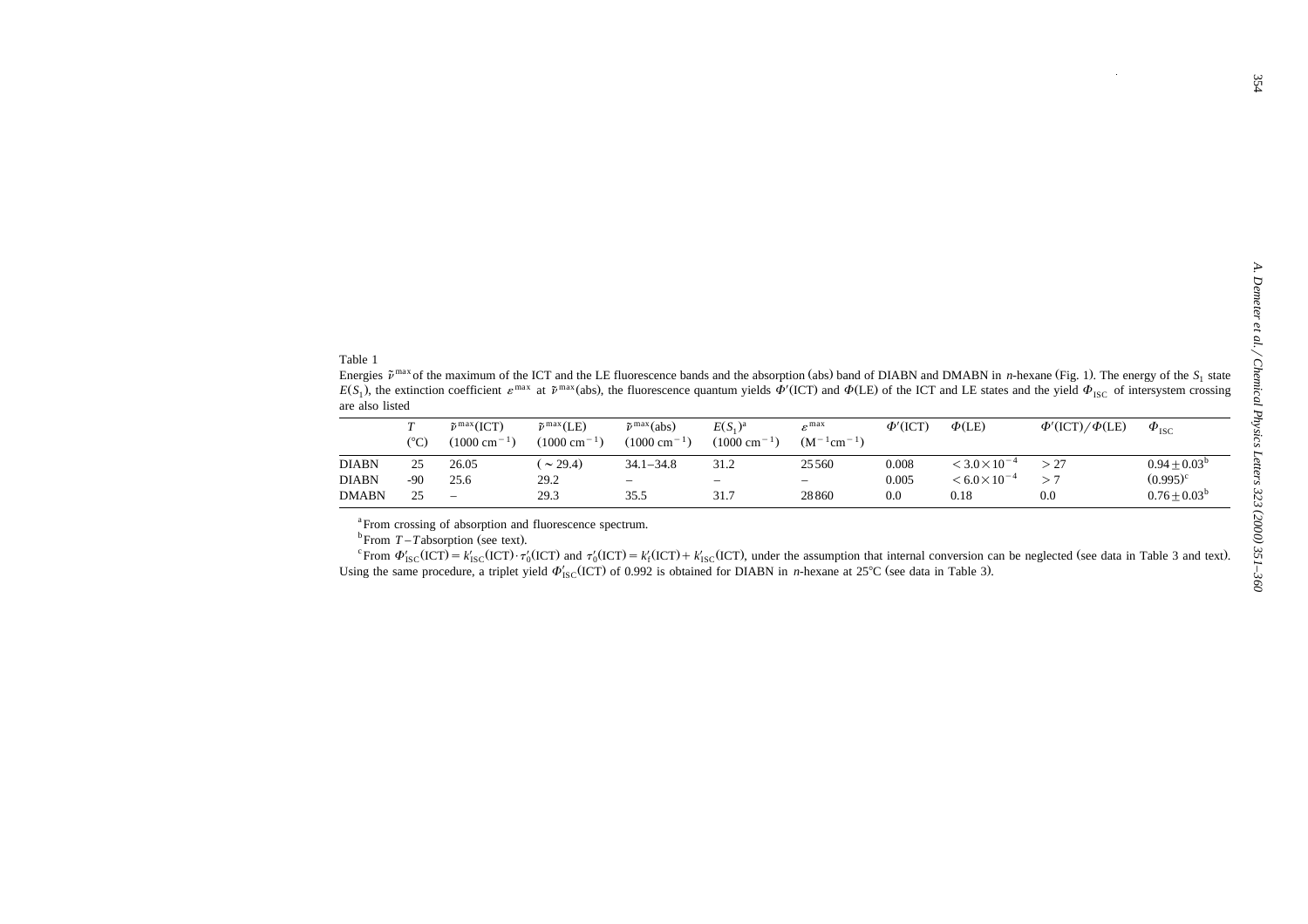Table 1

Energies $\tilde{\nu}^{max}$ of the maximum of the ICT and the LE fluorescence bands and the absorption (abs) band of DIABN and DMABN in *n*-hexane (Fig. 1). The energy of the $S_1$ state $E(S_1)$, the extinction coefficient $\varepsilon^{max}$ at $\tilde{\nu}^{max}$(abs), the fluorescence quantum yields $\Phi'$(ICT) and $\Phi$(LE) of the ICT and LE states and the yield $\Phi_{ISC}$ of intersystem crossing are also listed

| | $T$ (°C) | $\tilde{\nu}^{max}$(ICT) (1000 cm$^{-1}$) | $\tilde{\nu}^{max}$(LE) (1000 cm$^{-1}$) | $\tilde{\nu}^{max}$(abs) (1000 cm$^{-1}$) | $E(S_1)$[a] (1000 cm$^{-1}$) | $\varepsilon^{max}$ (M$^{-1}$cm$^{-1}$) | $\Phi'$(ICT) | $\Phi$(LE) | $\Phi'$(ICT)/$\Phi$(LE) | $\Phi_{ISC}$ |
|---|---|---|---|---|---|---|---|---|---|---|
| DIABN | 25 | 26.05 | (~29.4) | 34.1–34.8 | 31.2 | 25560 | 0.008 | $< 3.0 \times 10^{-4}$ | > 27 | $0.94 \pm 0.03$[b] |
| DIABN | -90 | 25.6 | 29.2 | – | – | – | 0.005 | $< 6.0 \times 10^{-4}$ | > 7 | (0.995)[c] |
| DMABN | 25 | – | 29.3 | 35.5 | 31.7 | 28860 | 0.0 | 0.18 | 0.0 | $0.76 \pm 0.03$[b] |

[a] From crossing of absorption and fluorescence spectrum.

[b] From $T$–$T$ absorption (see text).

[c] From $\Phi'_{ISC}(\mathrm{ICT}) = k'_{ISC}(\mathrm{ICT}) \cdot \tau'_0(\mathrm{ICT})$ and $\tau'_0(\mathrm{ICT}) = k'_f(\mathrm{ICT}) + k'_{ISC}(\mathrm{ICT})$, under the assumption that internal conversion can be neglected (see data in Table 3 and text). Using the same procedure, a triplet yield $\Phi'_{ISC}$(ICT) of 0.992 is obtained for DIABN in *n*-hexane at 25°C (see data in Table 3).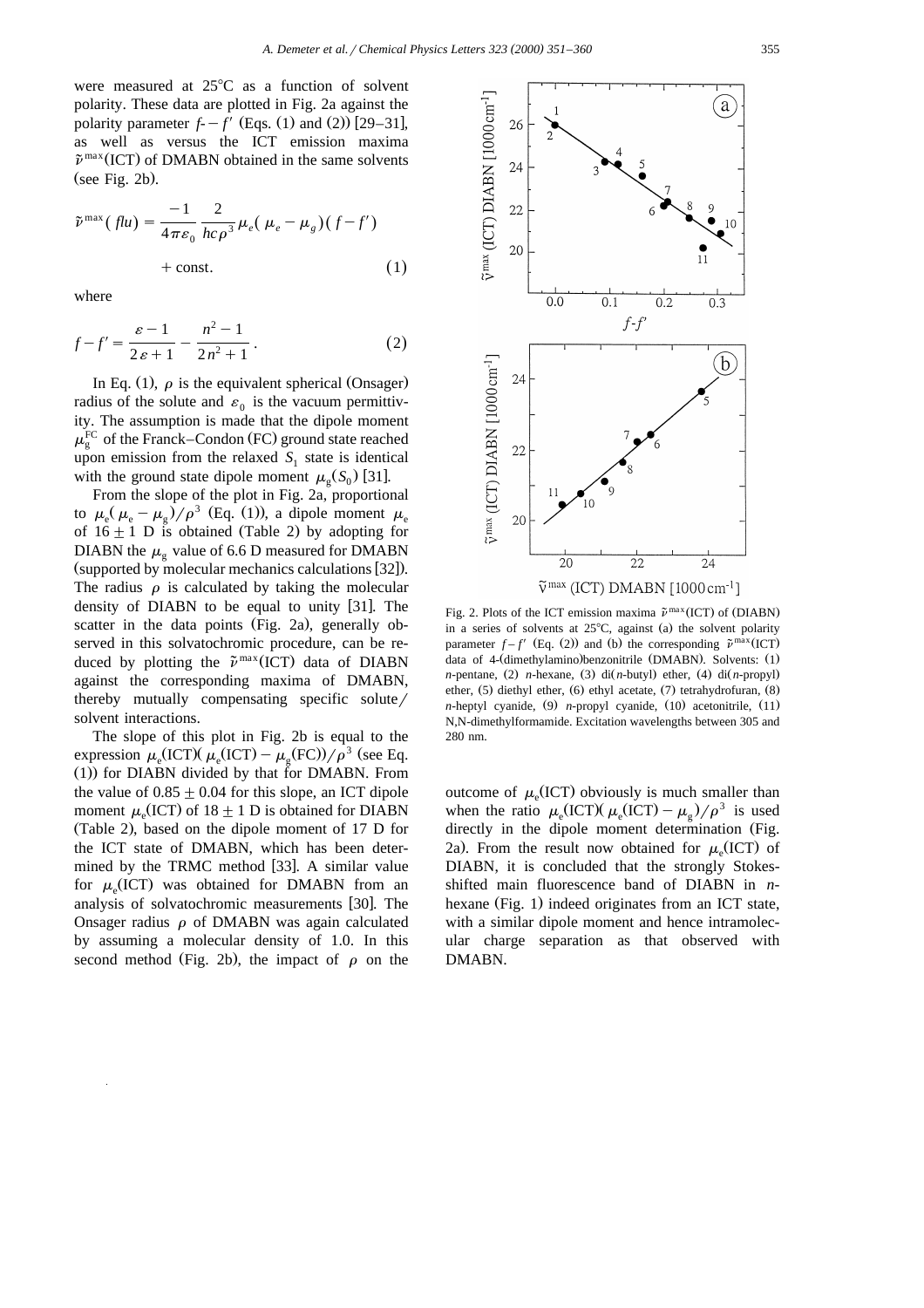were measured at 25°C as a function of solvent polarity. These data are plotted in Fig. 2a against the polarity parameter $f - f'$ (Eqs. (1) and (2)) [29–31], as well as versus the ICT emission maxima $\tilde{\nu}^{\max}$(ICT) of DMABN obtained in the same solvents (see Fig. 2b).

$$\tilde{\nu}^{\max}(flu) = \frac{-1}{4\pi\varepsilon_0}\frac{2}{hc\rho^3}\mu_e(\mu_e - \mu_g)(f - f') + \text{const.} \quad (1)$$

where

$$f - f' = \frac{\varepsilon - 1}{2\varepsilon + 1} - \frac{n^2 - 1}{2n^2 + 1}. \quad (2)$$

In Eq. (1), $\rho$ is the equivalent spherical (Onsager) radius of the solute and $\varepsilon_0$ is the vacuum permittivity. The assumption is made that the dipole moment $\mu_g^{FC}$ of the Franck–Condon (FC) ground state reached upon emission from the relaxed $S_1$ state is identical with the ground state dipole moment $\mu_g(S_0)$ [31].

From the slope of the plot in Fig. 2a, proportional to $\mu_e(\mu_e - \mu_g)/\rho^3$ (Eq. (1)), a dipole moment $\mu_e$ of $16 \pm 1$ D is obtained (Table 2) by adopting for DIABN the $\mu_g$ value of 6.6 D measured for DMABN (supported by molecular mechanics calculations [32]). The radius $\rho$ is calculated by taking the molecular density of DIABN to be equal to unity [31]. The scatter in the data points (Fig. 2a), generally observed in this solvatochromic procedure, can be reduced by plotting the $\tilde{\nu}^{\max}$(ICT) data of DIABN against the corresponding maxima of DMABN, thereby mutually compensating specific solute/solvent interactions.

The slope of this plot in Fig. 2b is equal to the expression $\mu_e(\text{ICT})(\mu_e(\text{ICT}) - \mu_g(\text{FC}))/\rho^3$ (see Eq. (1)) for DIABN divided by that for DMABN. From the value of $0.85 \pm 0.04$ for this slope, an ICT dipole moment $\mu_e$(ICT) of $18 \pm 1$ D is obtained for DIABN (Table 2), based on the dipole moment of 17 D for the ICT state of DMABN, which has been determined by the TRMC method [33]. A similar value for $\mu_e$(ICT) was obtained for DMABN from an analysis of solvatochromic measurements [30]. The Onsager radius $\rho$ of DMABN was again calculated by assuming a molecular density of 1.0. In this second method (Fig. 2b), the impact of $\rho$ on the outcome of $\mu_e$(ICT) obviously is much smaller than when the ratio $\mu_e(\text{ICT})(\mu_e(\text{ICT}) - \mu_g)/\rho^3$ is used directly in the dipole moment determination (Fig. 2a). From the result now obtained for $\mu_e$(ICT) of DIABN, it is concluded that the strongly Stokes-shifted main fluorescence band of DIABN in *n*-hexane (Fig. 1) indeed originates from an ICT state, with a similar dipole moment and hence intramolecular charge separation as that observed with DMABN.

Fig. 2. Plots of the ICT emission maxima $\tilde{\nu}^{\max}$(ICT) of (DIABN) in a series of solvents at 25°C, against (a) the solvent polarity parameter $f - f'$ (Eq. (2)) and (b) the corresponding $\tilde{\nu}^{\max}$(ICT) data of 4-(dimethylamino)benzonitrile (DMABN). Solvents: (1) *n*-pentane, (2) *n*-hexane, (3) di(*n*-butyl) ether, (4) di(*n*-propyl) ether, (5) diethyl ether, (6) ethyl acetate, (7) tetrahydrofuran, (8) *n*-heptyl cyanide, (9) *n*-propyl cyanide, (10) acetonitrile, (11) N,N-dimethylformamide. Excitation wavelengths between 305 and 280 nm.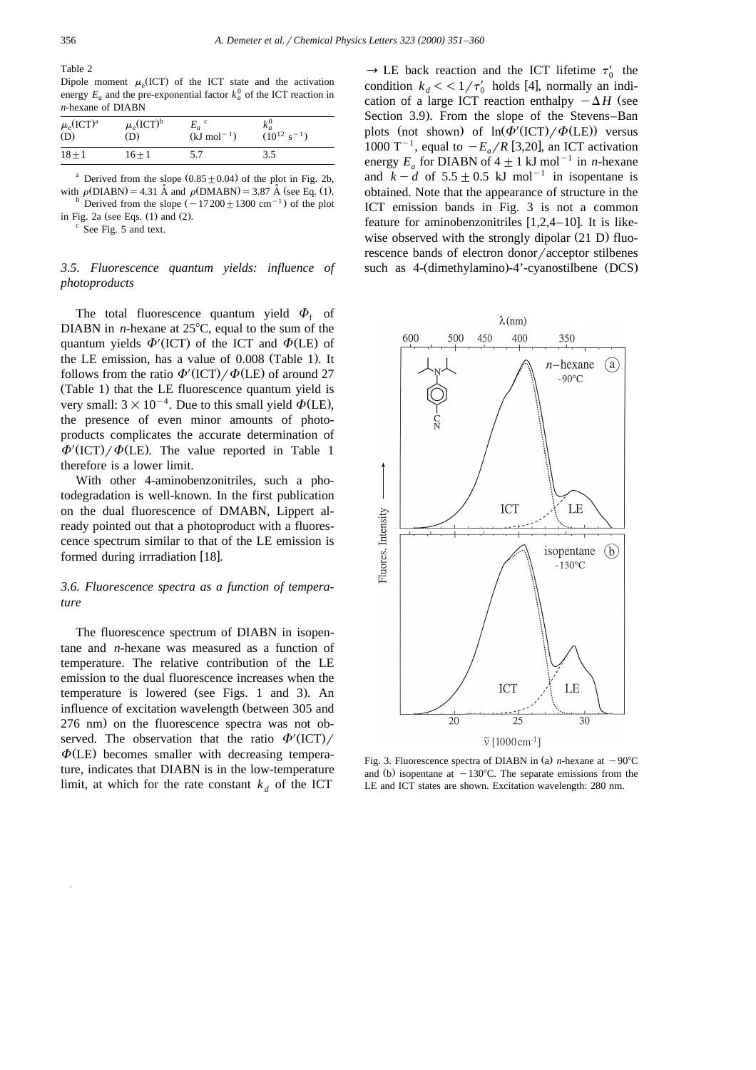Table 2

Dipole moment $\mu_e$(ICT) of the ICT state and the activation energy $E_a$ and the pre-exponential factor $k_a^0$ of the ICT reaction in *n*-hexane of DIABN

| $\mu_e$(ICT)[a] (D) | $\mu_e$(ICT)[b] (D) | $E_a$ [c] (kJ mol$^{-1}$) | $k_a^0$ ($10^{12}$ s$^{-1}$) |
|---|---|---|---|
| $18 \pm 1$ | $16 \pm 1$ | 5.7 | 3.5 |

[a] Derived from the slope ($0.85 \pm 0.04$) of the plot in Fig. 2b, with $\rho$(DIABN) = 4.31 Å and $\rho$(DMABN) = 3.87 Å (see Eq. (1).

[b] Derived from the slope ($-17200 \pm 1300$ cm$^{-1}$) of the plot in Fig. 2a (see Eqs. (1) and (2).

[c] See Fig. 5 and text.

### 3.5. Fluorescence quantum yields: influence of photoproducts

The total fluorescence quantum yield $\Phi_f$ of DIABN in *n*-hexane at 25°C, equal to the sum of the quantum yields $\Phi'$(ICT) of the ICT and $\Phi$(LE) of the LE emission, has a value of 0.008 (Table 1). It follows from the ratio $\Phi'$(ICT)/$\Phi$(LE) of around 27 (Table 1) that the LE fluorescence quantum yield is very small: $3 \times 10^{-4}$. Due to this small yield $\Phi$(LE), the presence of even minor amounts of photoproducts complicates the accurate determination of $\Phi'$(ICT)/$\Phi$(LE). The value reported in Table 1 therefore is a lower limit.

With other 4-aminobenzonitriles, such a photodegradation is well-known. In the first publication on the dual fluorescence of DMABN, Lippert already pointed out that a photoproduct with a fluorescence spectrum similar to that of the LE emission is formed during irradiation [18].

### 3.6. Fluorescence spectra as a function of temperature

The fluorescence spectrum of DIABN in isopentane and *n*-hexane was measured as a function of temperature. The relative contribution of the LE emission to the dual fluorescence increases when the temperature is lowered (see Figs. 1 and 3). An influence of excitation wavelength (between 305 and 276 nm) on the fluorescence spectra was not observed. The observation that the ratio $\Phi'$(ICT)/$\Phi$(LE) becomes smaller with decreasing temperature, indicates that DIABN is in the low-temperature limit, at which for the rate constant $k_d$ of the ICT → LE back reaction and the ICT lifetime $\tau_0'$ the condition $k_d << 1/\tau_0'$ holds [4], normally an indication of a large ICT reaction enthalpy $-\Delta H$ (see Section 3.9). From the slope of the Stevens–Ban plots (not shown) of ln($\Phi'$(ICT)/$\Phi$(LE)) versus 1000 T$^{-1}$, equal to $-E_a/R$ [3,20], an ICT activation energy $E_a$ for DIABN of $4 \pm 1$ kJ mol$^{-1}$ in *n*-hexane and $k - d$ of $5.5 \pm 0.5$ kJ mol$^{-1}$ in isopentane is obtained. Note that the appearance of structure in the ICT emission bands in Fig. 3 is not a common feature for aminobenzonitriles [1,2,4–10]. It is likewise observed with the strongly dipolar (21 D) fluorescence bands of electron donor/acceptor stilbenes such as 4-(dimethylamino)-4'-cyanostilbene (DCS)

Fig. 3. Fluorescence spectra of DIABN in (a) *n*-hexane at −90°C and (b) isopentane at −130°C. The separate emissions from the LE and ICT states are shown. Excitation wavelength: 280 nm.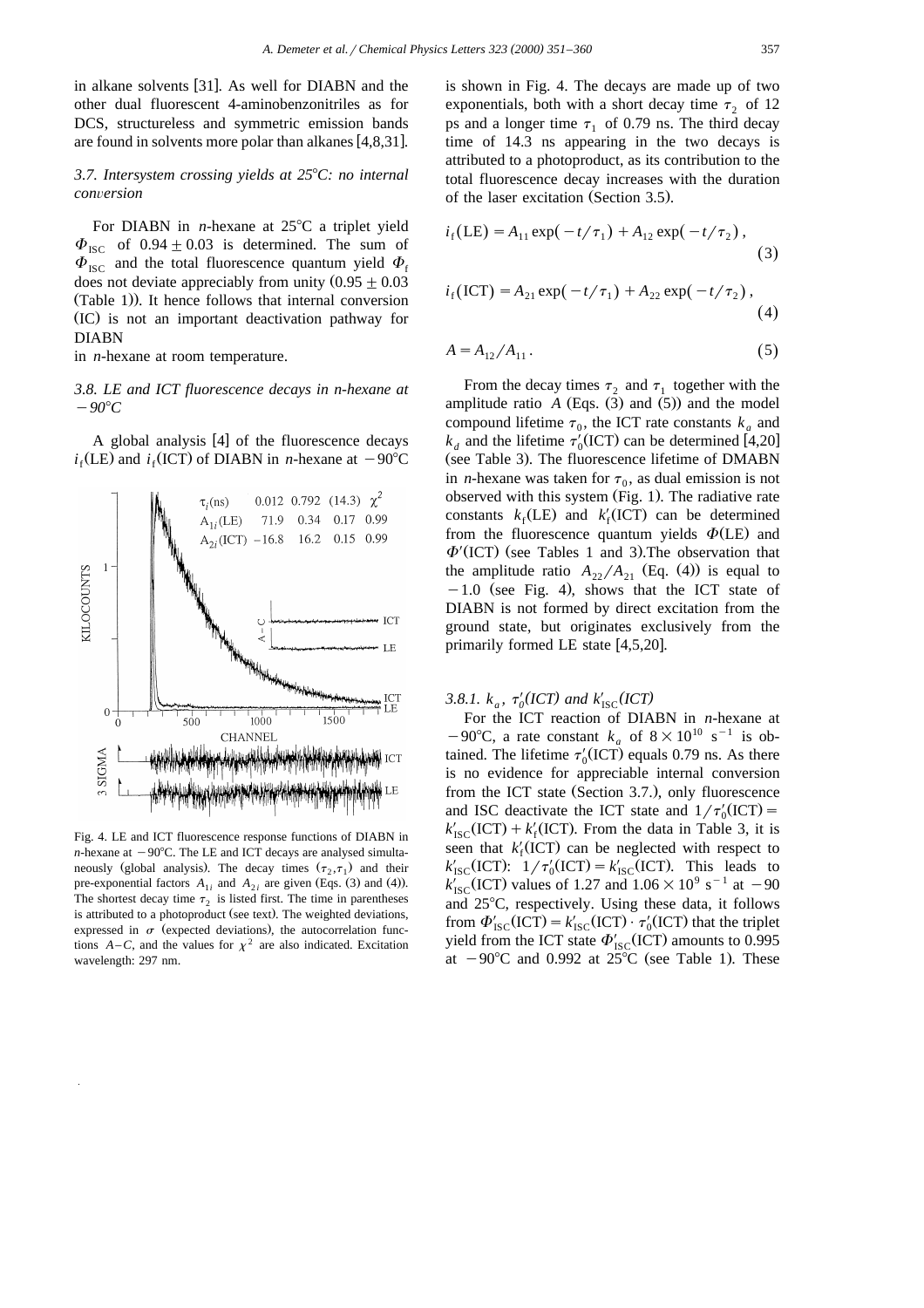in alkane solvents [31]. As well for DIABN and the other dual fluorescent 4-aminobenzonitriles as for DCS, structureless and symmetric emission bands are found in solvents more polar than alkanes [4,8,31].

### 3.7. Intersystem crossing yields at 25°C: no internal conversion

For DIABN in *n*-hexane at 25°C a triplet yield $\Phi_{ISC}$ of $0.94 \pm 0.03$ is determined. The sum of $\Phi_{ISC}$ and the total fluorescence quantum yield $\Phi_f$ does not deviate appreciably from unity ($0.95 \pm 0.03$ (Table 1)). It hence follows that internal conversion (IC) is not an important deactivation pathway for DIABN in *n*-hexane at room temperature.

### 3.8. LE and ICT fluorescence decays in n-hexane at −90°C

A global analysis [4] of the fluorescence decays $i_f$(LE) and $i_f$(ICT) of DIABN in *n*-hexane at −90°C is shown in Fig. 4. The decays are made up of two exponentials, both with a short decay time $\tau_2$ of 12 ps and a longer time $\tau_1$ of 0.79 ns. The third decay time of 14.3 ns appearing in the two decays is attributed to a photoproduct, as its contribution to the total fluorescence decay increases with the duration of the laser excitation (Section 3.5).

Fig. 4. LE and ICT fluorescence response functions of DIABN in *n*-hexane at −90°C. The LE and ICT decays are analysed simultaneously (global analysis). The decay times ($\tau_2$, $\tau_1$) and their pre-exponential factors $A_{1i}$ and $A_{2i}$ are given (Eqs. (3) and (4)). The shortest decay time $\tau_2$ is listed first. The time in parentheses is attributed to a photoproduct (see text). The weighted deviations, expressed in $\sigma$ (expected deviations), the autocorrelation functions *A–C*, and the values for $\chi^2$ are also indicated. Excitation wavelength: 297 nm.

| $\tau_i$(ns) | 0.012 | 0.792 | (14.3) | $\chi^2$ |
|---|---|---|---|---|
| $A_{1i}$(LE) | 71.9 | 0.34 | 0.17 | 0.99 |
| $A_{2i}$(ICT) | −16.8 | 16.2 | 0.15 | 0.99 |

$$i_f(\mathrm{LE}) = A_{11}\exp(-t/\tau_1) + A_{12}\exp(-t/\tau_2), \tag{3}$$

$$i_f(\mathrm{ICT}) = A_{21}\exp(-t/\tau_1) + A_{22}\exp(-t/\tau_2), \tag{4}$$

$$A = A_{12}/A_{11}. \tag{5}$$

From the decay times $\tau_2$ and $\tau_1$ together with the amplitude ratio *A* (Eqs. (3) and (5)) and the model compound lifetime $\tau_0$, the ICT rate constants $k_a$ and $k_d$ and the lifetime $\tau_0'$(ICT) can be determined [4,20] (see Table 3). The fluorescence lifetime of DMABN in *n*-hexane was taken for $\tau_0$, as dual emission is not observed with this system (Fig. 1). The radiative rate constants $k_f$(LE) and $k_f'$(ICT) can be determined from the fluorescence quantum yields $\Phi$(LE) and $\Phi'$(ICT) (see Tables 1 and 3).The observation that the amplitude ratio $A_{22}/A_{21}$ (Eq. (4)) is equal to −1.0 (see Fig. 4), shows that the ICT state of DIABN is not formed by direct excitation from the ground state, but originates exclusively from the primarily formed LE state [4,5,20].

#### 3.8.1. $k_a$, $\tau_0'$(ICT) and $k_{ISC}'$(ICT)

For the ICT reaction of DIABN in *n*-hexane at −90°C, a rate constant $k_a$ of $8 \times 10^{10}$ s$^{-1}$ is obtained. The lifetime $\tau_0'$(ICT) equals 0.79 ns. As there is no evidence for appreciable internal conversion from the ICT state (Section 3.7.), only fluorescence and ISC deactivate the ICT state and $1/\tau_0'(\mathrm{ICT}) = k_{ISC}'(\mathrm{ICT}) + k_f'(\mathrm{ICT})$. From the data in Table 3, it is seen that $k_f'$(ICT) can be neglected with respect to $k_{ISC}'$(ICT): $1/\tau_0'(\mathrm{ICT}) = k_{ISC}'(\mathrm{ICT})$. This leads to $k_{ISC}'$(ICT) values of 1.27 and $1.06 \times 10^9$ s$^{-1}$ at −90 and 25°C, respectively. Using these data, it follows from $\Phi_{ISC}'(\mathrm{ICT}) = k_{ISC}'(\mathrm{ICT}) \cdot \tau_0'(\mathrm{ICT})$ that the triplet yield from the ICT state $\Phi_{ISC}'$(ICT) amounts to 0.995 at −90°C and 0.992 at 25°C (see Table 1). These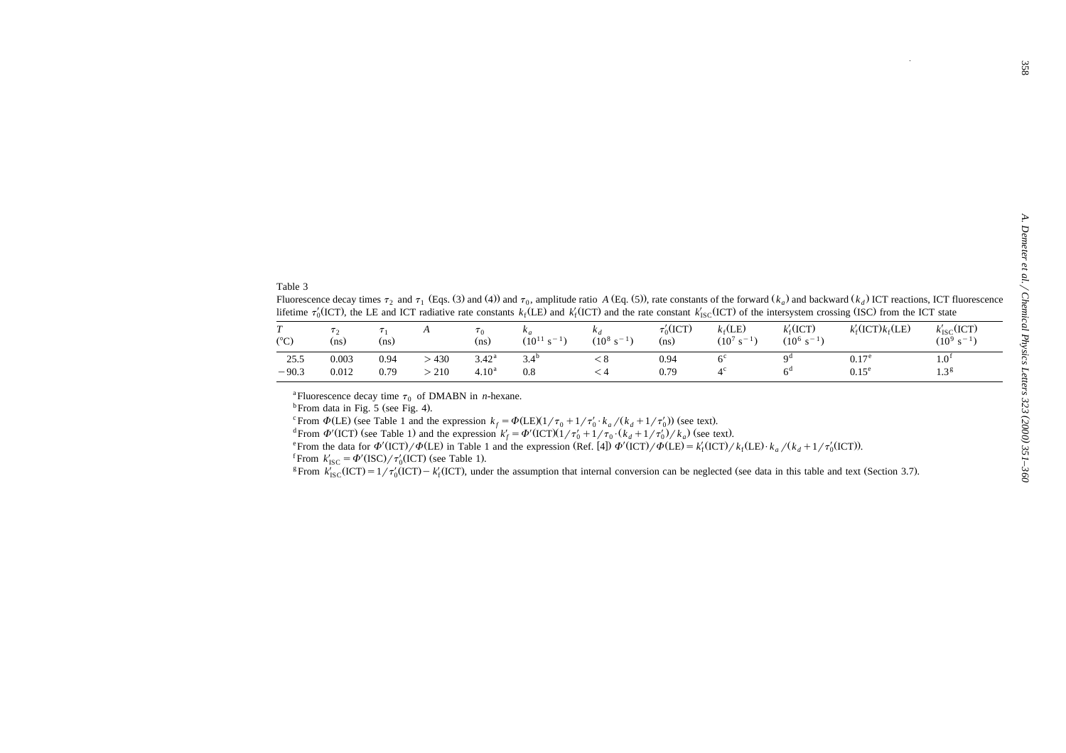Table 3

Fluorescence decay times $\tau_2$ and $\tau_1$ (Eqs. (3) and (4)) and $\tau_0$, amplitude ratio $A$ (Eq. (5)), rate constants of the forward ($k_a$) and backward ($k_d$) ICT reactions, ICT fluorescence lifetime $\tau_0'$(ICT), the LE and ICT radiative rate constants $k_f$(LE) and $k_f'$(ICT) and the rate constant $k_{ISC}'$(ICT) of the intersystem crossing (ISC) from the ICT state

| $T$ (°C) | $\tau_2$ (ns) | $\tau_1$ (ns) | $A$ | $\tau_0$ (ns) | $k_a$ ($10^{11}$ s$^{-1}$) | $k_d$ ($10^8$ s$^{-1}$) | $\tau_0'$(ICT) (ns) | $k_f$(LE) ($10^7$ s$^{-1}$) | $k_f'$(ICT) ($10^6$ s$^{-1}$) | $k_f'$(ICT)$k_f$(LE) | $k_{ISC}'$(ICT) ($10^9$ s$^{-1}$) |
|---|---|---|---|---|---|---|---|---|---|---|---|
| 25.5 | 0.003 | 0.94 | > 430 | 3.42[a] | 3.4[b] | < 8 | 0.94 | 6[c] | 9[d] | 0.17[e] | 1.0[f] |
| −90.3 | 0.012 | 0.79 | > 210 | 4.10[a] | 0.8 | < 4 | 0.79 | 4[c] | 6[d] | 0.15[e] | 1.3[g] |

[a] Fluorescence decay time $\tau_0$ of DMABN in *n*-hexane.
[b] From data in Fig. 5 (see Fig. 4).
[c] From $\Phi$(LE) (see Table 1 and the expression $k_f = \Phi(\text{LE})(1/\tau_0 + 1/\tau_0' \cdot k_a/(k_d + 1/\tau_0'))$ (see text).
[d] From $\Phi'$(ICT) (see Table 1) and the expression $k_f' = \Phi'(\text{ICT})(1/\tau_0' + 1/\tau_0 \cdot (k_d + 1/\tau_0')/k_a)$ (see text).
[e] From the data for $\Phi'(\text{ICT})/\Phi(\text{LE})$ in Table 1 and the expression (Ref. [4]) $\Phi'(\text{ICT})/\Phi(\text{LE}) = k_f'(\text{ICT})/k_f(\text{LE}) \cdot k_a/(k_d + 1/\tau_0'(\text{ICT}))$.
[f] From $k_{ISC}' = \Phi'(\text{ISC})/\tau_0'(\text{ICT})$ (see Table 1).
[g] From $k_{ISC}'(\text{ICT}) = 1/\tau_0'(\text{ICT}) - k_f'(\text{ICT})$, under the assumption that internal conversion can be neglected (see data in this table and text (Section 3.7).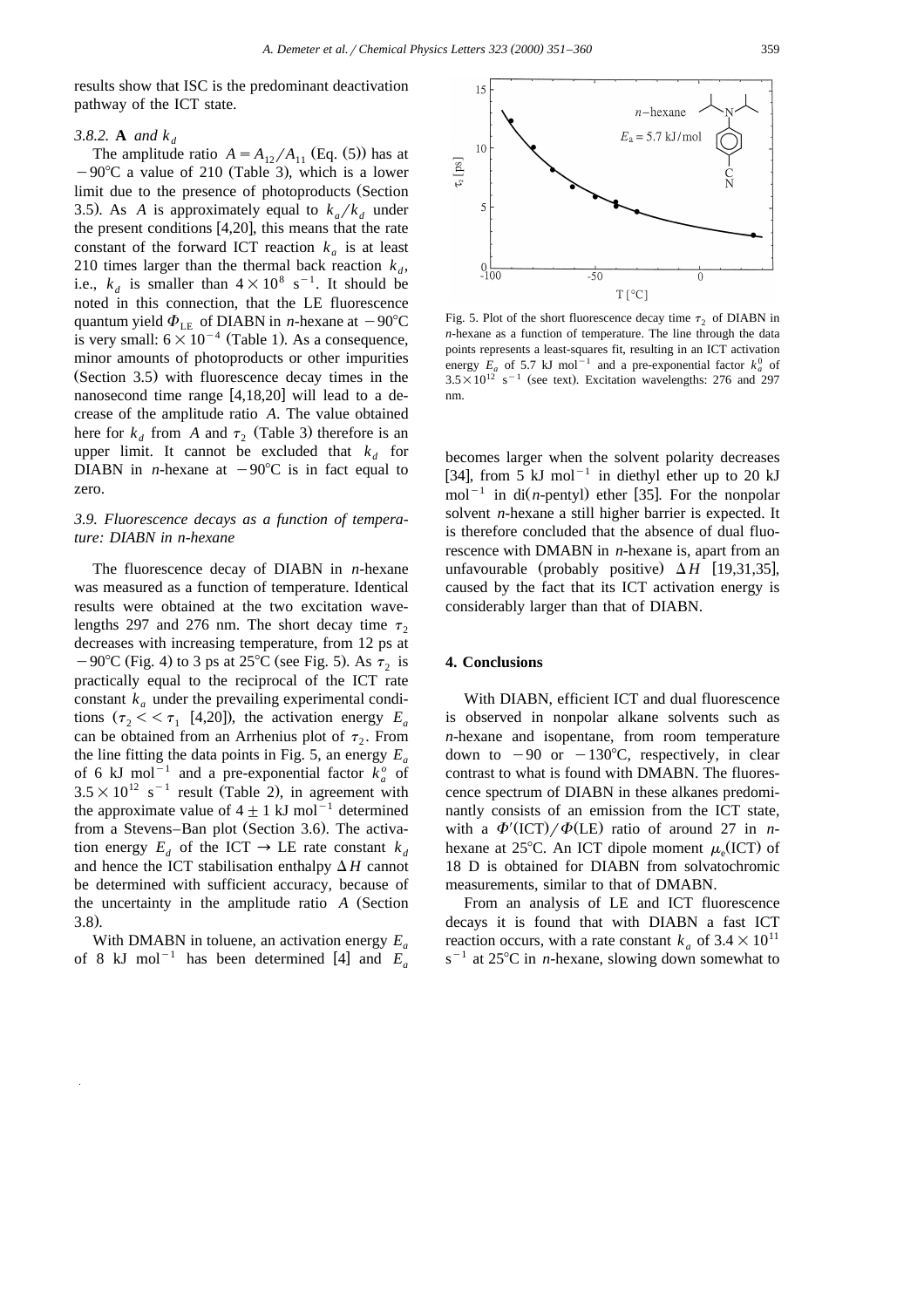results show that ISC is the predominant deactivation pathway of the ICT state.

#### 3.8.2. **A** and $k_d$

The amplitude ratio $A = A_{12}/A_{11}$ (Eq. (5)) has at $-90$°C a value of 210 (Table 3), which is a lower limit due to the presence of photoproducts (Section 3.5). As $A$ is approximately equal to $k_a/k_d$ under the present conditions [4,20], this means that the rate constant of the forward ICT reaction $k_a$ is at least 210 times larger than the thermal back reaction $k_d$, i.e., $k_d$ is smaller than $4 \times 10^8$ s$^{-1}$. It should be noted in this connection, that the LE fluorescence quantum yield $\Phi_{LE}$ of DIABN in *n*-hexane at $-90$°C is very small: $6 \times 10^{-4}$ (Table 1). As a consequence, minor amounts of photoproducts or other impurities (Section 3.5) with fluorescence decay times in the nanosecond time range [4,18,20] will lead to a decrease of the amplitude ratio $A$. The value obtained here for $k_d$ from $A$ and $\tau_2$ (Table 3) therefore is an upper limit. It cannot be excluded that $k_d$ for DIABN in *n*-hexane at $-90$°C is in fact equal to zero.

### 3.9. Fluorescence decays as a function of temperature: DIABN in n-hexane

The fluorescence decay of DIABN in *n*-hexane was measured as a function of temperature. Identical results were obtained at the two excitation wavelengths 297 and 276 nm. The short decay time $\tau_2$ decreases with increasing temperature, from 12 ps at $-90$°C (Fig. 4) to 3 ps at 25°C (see Fig. 5). As $\tau_2$ is practically equal to the reciprocal of the ICT rate constant $k_a$ under the prevailing experimental conditions ($\tau_2 << \tau_1$ [4,20]), the activation energy $E_a$ can be obtained from an Arrhenius plot of $\tau_2$. From the line fitting the data points in Fig. 5, an energy $E_a$ of 6 kJ mol$^{-1}$ and a pre-exponential factor $k_a^o$ of $3.5 \times 10^{12}$ s$^{-1}$ result (Table 2), in agreement with the approximate value of $4 \pm 1$ kJ mol$^{-1}$ determined from a Stevens–Ban plot (Section 3.6). The activation energy $E_d$ of the ICT $\rightarrow$ LE rate constant $k_d$ and hence the ICT stabilisation enthalpy $\Delta H$ cannot be determined with sufficient accuracy, because of the uncertainty in the amplitude ratio $A$ (Section 3.8).

With DMABN in toluene, an activation energy $E_a$ of 8 kJ mol$^{-1}$ has been determined [4] and $E_a$ becomes larger when the solvent polarity decreases [34], from 5 kJ mol$^{-1}$ in diethyl ether up to 20 kJ mol$^{-1}$ in di(*n*-pentyl) ether [35]. For the nonpolar solvent *n*-hexane a still higher barrier is expected. It is therefore concluded that the absence of dual fluorescence with DMABN in *n*-hexane is, apart from an unfavourable (probably positive) $\Delta H$ [19,31,35], caused by the fact that its ICT activation energy is considerably larger than that of DIABN.

Fig. 5. Plot of the short fluorescence decay time $\tau_2$ of DIABN in *n*-hexane as a function of temperature. The line through the data points represents a least-squares fit, resulting in an ICT activation energy $E_a$ of 5.7 kJ mol$^{-1}$ and a pre-exponential factor $k_a^0$ of $3.5 \times 10^{12}$ s$^{-1}$ (see text). Excitation wavelengths: 276 and 297 nm.

## 4. Conclusions

With DIABN, efficient ICT and dual fluorescence is observed in nonpolar alkane solvents such as *n*-hexane and isopentane, from room temperature down to $-90$ or $-130$°C, respectively, in clear contrast to what is found with DMABN. The fluorescence spectrum of DIABN in these alkanes predominantly consists of an emission from the ICT state, with a $\Phi'(\text{ICT})/\Phi(\text{LE})$ ratio of around 27 in *n*-hexane at 25°C. An ICT dipole moment $\mu_e$(ICT) of 18 D is obtained for DIABN from solvatochromic measurements, similar to that of DMABN.

From an analysis of LE and ICT fluorescence decays it is found that with DIABN a fast ICT reaction occurs, with a rate constant $k_a$ of $3.4 \times 10^{11}$ s$^{-1}$ at 25°C in *n*-hexane, slowing down somewhat to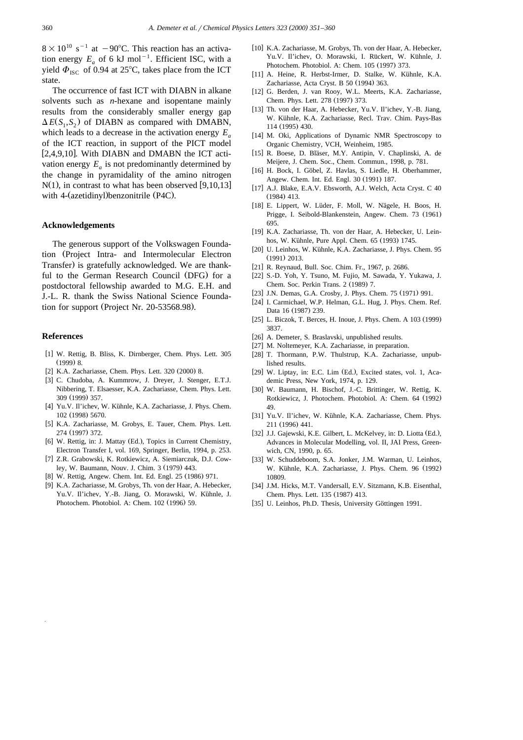$8 \times 10^{10}$ $s^{-1}$ at $-90$°C. This reaction has an activation energy $E_a$ of 6 kJ mol$^{-1}$. Efficient ISC, with a yield $\Phi_{ISC}$ of 0.94 at 25°C, takes place from the ICT state.

The occurrence of fast ICT with DIABN in alkane solvents such as *n*-hexane and isopentane mainly results from the considerably smaller energy gap $\Delta E(S_1,S_2)$ of DIABN as compared with DMABN, which leads to a decrease in the activation energy $E_a$ of the ICT reaction, in support of the PICT model [2,4,9,10]. With DIABN and DMABN the ICT activation energy $E_a$ is not predominantly determined by the change in pyramidality of the amino nitrogen N(1), in contrast to what has been observed [9,10,13] with 4-(azetidinyl)benzonitrile (P4C).

## Acknowledgements

The generous support of the Volkswagen Foundation (Project Intra- and Intermolecular Electron Transfer) is gratefully acknowledged. We are thankful to the German Research Council (DFG) for a postdoctoral fellowship awarded to M.G. E.H. and J.-L. R. thank the Swiss National Science Foundation for support (Project Nr. 20-53568.98).

## References

[1] W. Rettig, B. Bliss, K. Dirnberger, Chem. Phys. Lett. 305 (1999) 8.
[2] K.A. Zachariasse, Chem. Phys. Lett. 320 (2000) 8.
[3] C. Chudoba, A. Kummrow, J. Dreyer, J. Stenger, E.T.J. Nibbering, T. Elsaesser, K.A. Zachariasse, Chem. Phys. Lett. 309 (1999) 357.
[4] Yu.V. Il'ichev, W. Kühnle, K.A. Zachariasse, J. Phys. Chem. 102 (1998) 5670.
[5] K.A. Zachariasse, M. Grobys, E. Tauer, Chem. Phys. Lett. 274 (1997) 372.
[6] W. Rettig, in: J. Mattay (Ed.), Topics in Current Chemistry, Electron Transfer I, vol. 169, Springer, Berlin, 1994, p. 253.
[7] Z.R. Grabowski, K. Rotkiewicz, A. Siemiarczuk, D.J. Cowley, W. Baumann, Nouv. J. Chim. 3 (1979) 443.
[8] W. Rettig, Angew. Chem. Int. Ed. Engl. 25 (1986) 971.
[9] K.A. Zachariasse, M. Grobys, Th. von der Haar, A. Hebecker, Yu.V. Il'ichev, Y.-B. Jiang, O. Morawski, W. Kühnle, J. Photochem. Photobiol. A: Chem. 102 (1996) 59.
[10] K.A. Zachariasse, M. Grobys, Th. von der Haar, A. Hebecker, Yu.V. Il'ichev, O. Morawski, I. Rückert, W. Kühnle, J. Photochem. Photobiol. A: Chem. 105 (1997) 373.
[11] A. Heine, R. Herbst-Irmer, D. Stalke, W. Kühnle, K.A. Zachariasse, Acta Cryst. B 50 (1994) 363.
[12] G. Berden, J. van Rooy, W.L. Meerts, K.A. Zachariasse, Chem. Phys. Lett. 278 (1997) 373.
[13] Th. von der Haar, A. Hebecker, Yu.V. Il'ichev, Y.-B. Jiang, W. Kühnle, K.A. Zachariasse, Recl. Trav. Chim. Pays-Bas 114 (1995) 430.
[14] M. Oki, Applications of Dynamic NMR Spectroscopy to Organic Chemistry, VCH, Weinheim, 1985.
[15] R. Boese, D. Bläser, M.Y. Antipin, V. Chaplinski, A. de Meijere, J. Chem. Soc., Chem. Commun., 1998, p. 781.
[16] H. Bock, I. Göbel, Z. Havlas, S. Liedle, H. Oberhammer, Angew. Chem. Int. Ed. Engl. 30 (1991) 187.
[17] A.J. Blake, E.A.V. Ebsworth, A.J. Welch, Acta Cryst. C 40 (1984) 413.
[18] E. Lippert, W. Lüder, F. Moll, W. Nägele, H. Boos, H. Prigge, I. Seibold-Blankenstein, Angew. Chem. 73 (1961) 695.
[19] K.A. Zachariasse, Th. von der Haar, A. Hebecker, U. Leinhos, W. Kühnle, Pure Appl. Chem. 65 (1993) 1745.
[20] U. Leinhos, W. Kühnle, K.A. Zachariasse, J. Phys. Chem. 95 (1991) 2013.
[21] R. Reynaud, Bull. Soc. Chim. Fr., 1967, p. 2686.
[22] S.-D. Yoh, Y. Tsuno, M. Fujio, M. Sawada, Y. Yukawa, J. Chem. Soc. Perkin Trans. 2 (1989) 7.
[23] J.N. Demas, G.A. Crosby, J. Phys. Chem. 75 (1971) 991.
[24] I. Carmichael, W.P. Helman, G.L. Hug, J. Phys. Chem. Ref. Data 16 (1987) 239.
[25] L. Biczok, T. Berces, H. Inoue, J. Phys. Chem. A 103 (1999) 3837.
[26] A. Demeter, S. Braslavski, unpublished results.
[27] M. Noltemeyer, K.A. Zachariasse, in preparation.
[28] T. Thormann, P.W. Thulstrup, K.A. Zachariasse, unpublished results.
[29] W. Liptay, in: E.C. Lim (Ed.), Excited states, vol. 1, Academic Press, New York, 1974, p. 129.
[30] W. Baumann, H. Bischof, J.-C. Brittinger, W. Rettig, K. Rotkiewicz, J. Photochem. Photobiol. A: Chem. 64 (1992) 49.
[31] Yu.V. Il'ichev, W. Kühnle, K.A. Zachariasse, Chem. Phys. 211 (1996) 441.
[32] J.J. Gajewski, K.E. Gilbert, L. McKelvey, in: D. Liotta (Ed.), Advances in Molecular Modelling, vol. II, JAI Press, Greenwich, CN, 1990, p. 65.
[33] W. Schuddeboom, S.A. Jonker, J.M. Warman, U. Leinhos, W. Kühnle, K.A. Zachariasse, J. Phys. Chem. 96 (1992) 10809.
[34] J.M. Hicks, M.T. Vandersall, E.V. Sitzmann, K.B. Eisenthal, Chem. Phys. Lett. 135 (1987) 413.
[35] U. Leinhos, Ph.D. Thesis, University Göttingen 1991.